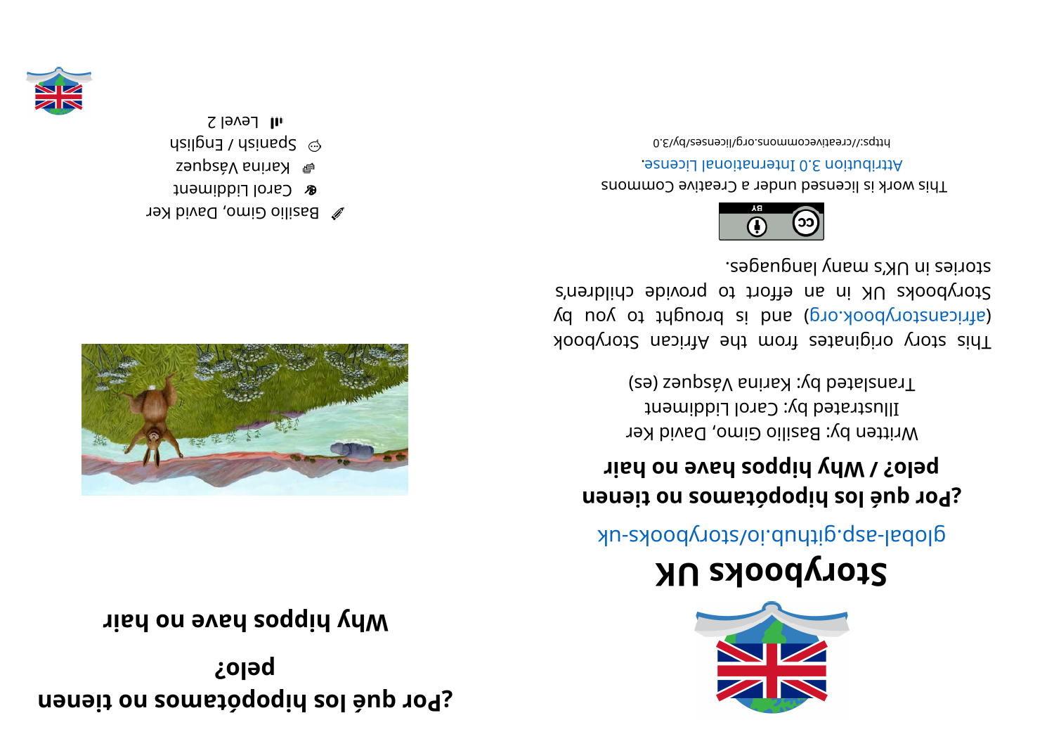# ¿Por qué los hipopótamos no tienen pelo?

# Why hippos have no hair

Basilio Gimo, David Ker

Carol Liddiment

Karina Vásquez

Spanish / English

Level 2

# Storybooks UK

global-asp.github.io/storybooks-uk

## ¿Por qué los hipopótamos no tienen pelo? / Why hippos have no hair

Written by: Basilio Gimo, David Ker

Illustrated by: Carol Liddiment

Translated by: Karina Vásquez (es)

This story originates from the African Storybook (africanstorybook.org) and is brought to you by Storybooks UK in an effort to provide children's stories in UK's many languages.

This work is licensed under a Creative Commons Attribution 3.0 International License.

https://creativecommons.org/licenses/by/3.0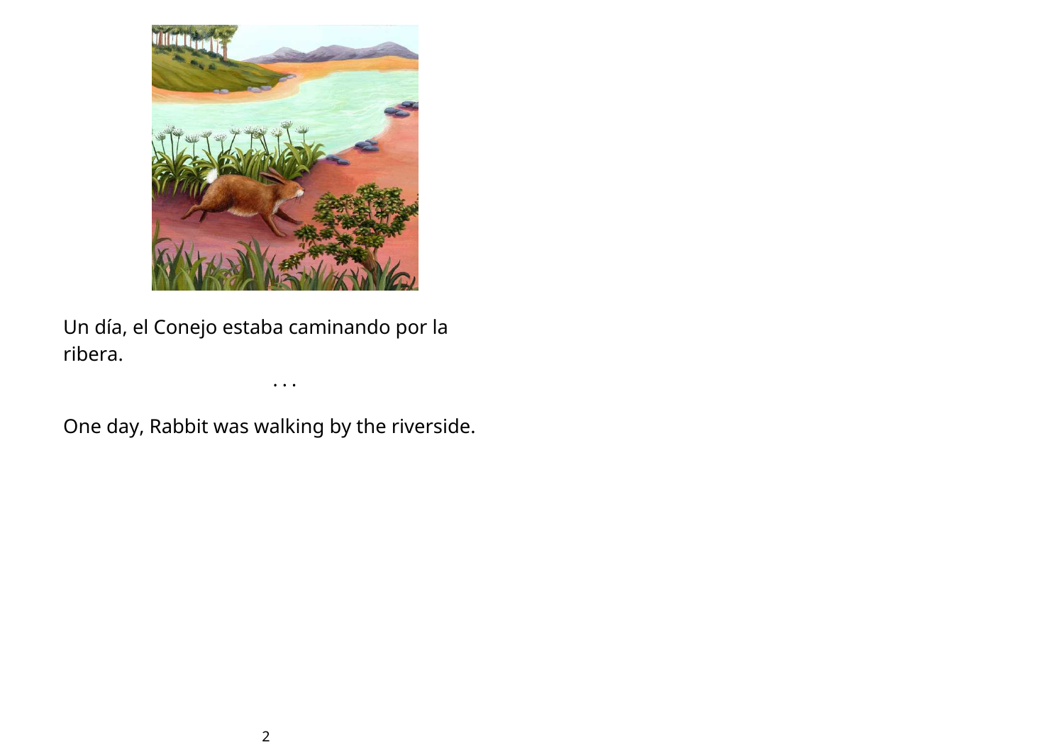Un día, el Conejo estaba caminando por la ribera.

. . .

One day, Rabbit was walking by the riverside.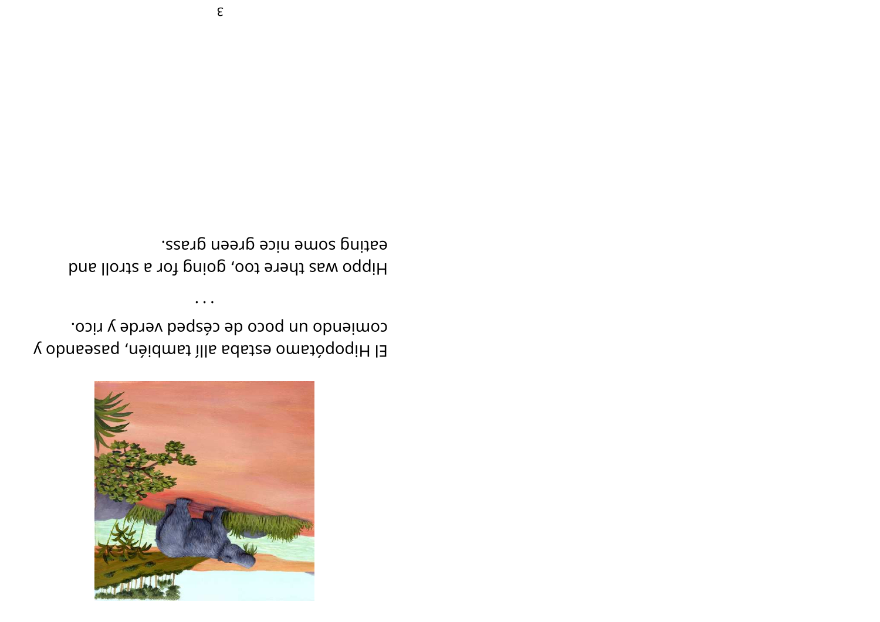El Hipopótamo estaba allí también, paseando y comiendo un poco de cėsped verde y rico.

. . .

Hippo was there too, going for a stroll and eating some nice green grass.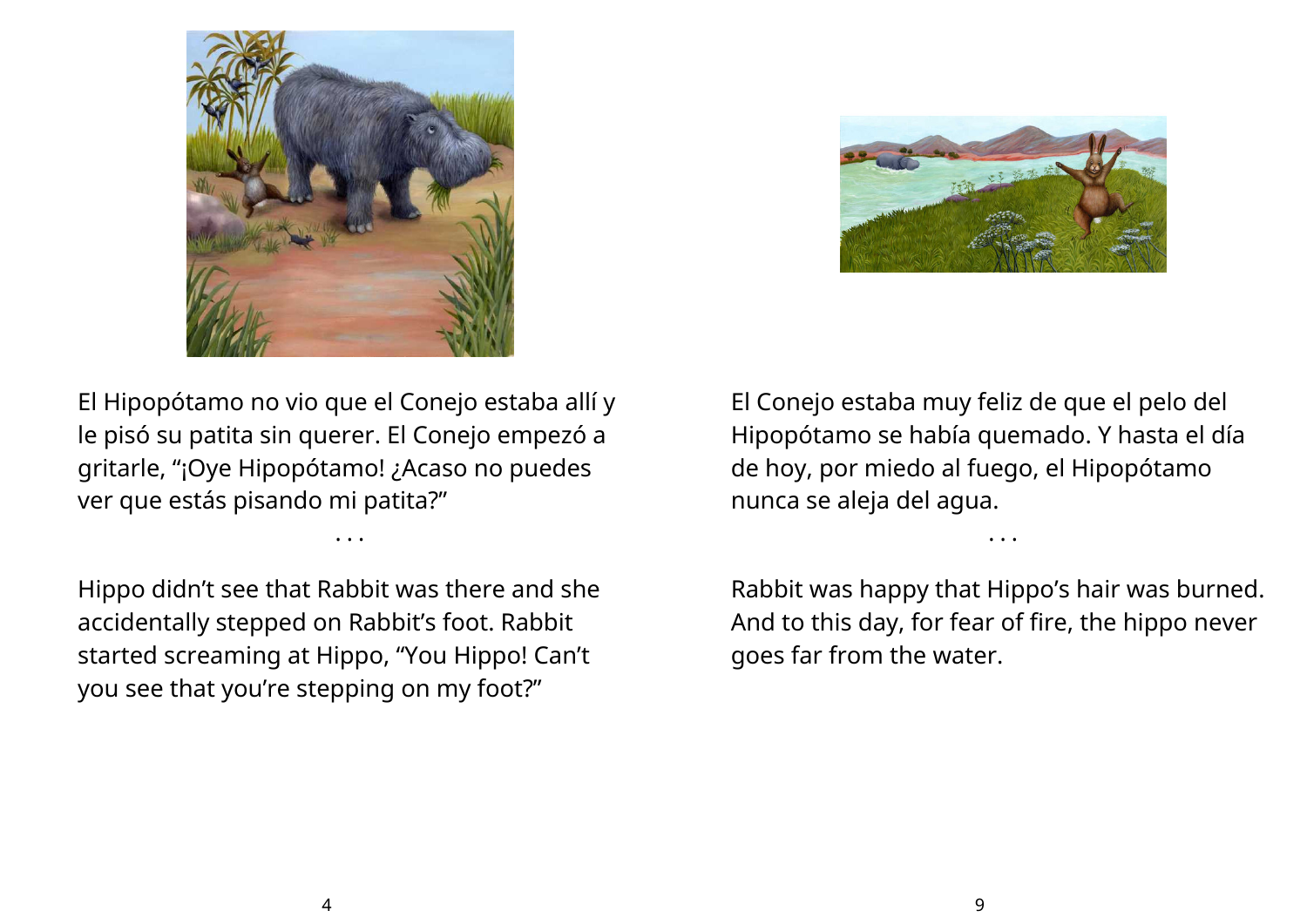El Hipopótamo no vio que el Conejo estaba allí y le pisó su patita sin querer. El Conejo empezó a gritarle, "¡Oye Hipopótamo! ¿Acaso no puedes ver que estás pisando mi patita?"

. . .

Hippo didn't see that Rabbit was there and she accidentally stepped on Rabbit's foot. Rabbit started screaming at Hippo, "You Hippo! Can't you see that you're stepping on my foot?"

El Conejo estaba muy feliz de que el pelo del Hipopótamo se había quemado. Y hasta el día de hoy, por miedo al fuego, el Hipopótamo nunca se aleja del agua.

. . .

Rabbit was happy that Hippo's hair was burned. And to this day, for fear of fire, the hippo never goes far from the water.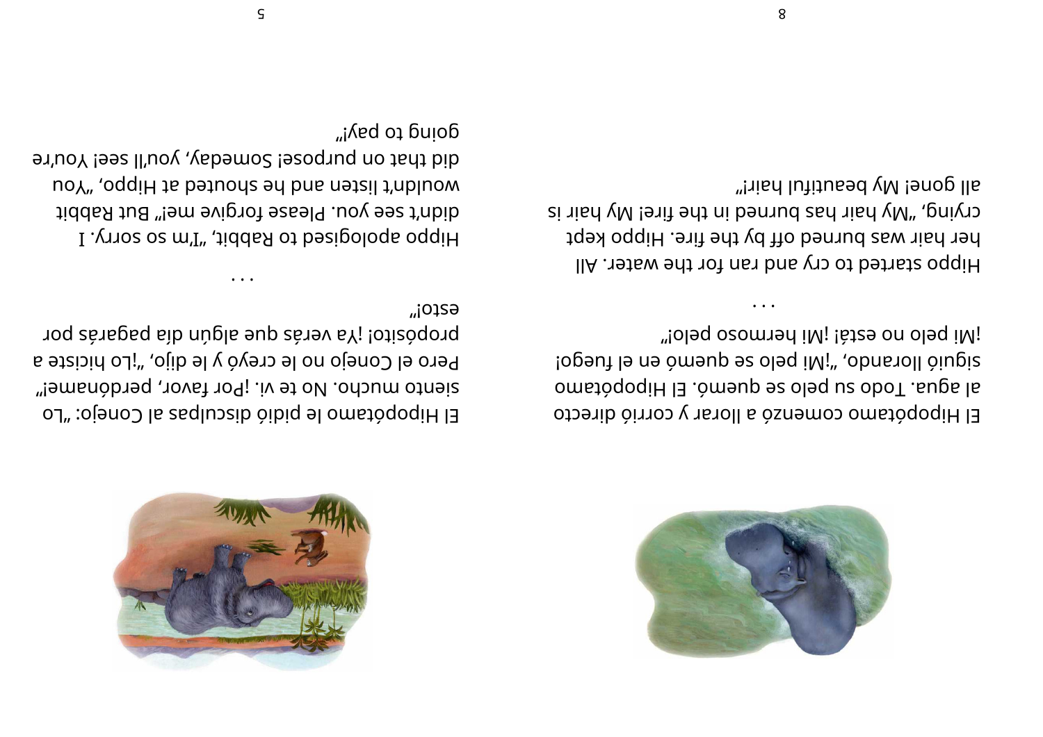El Hipopótamo comenzó a llorar y corrió directo al agua. Todo su pelo se quemó. El Hipopótamo siguió llorando, "¡Mi pelo se quemó en el fuego! ¡Mi pelo no está! ¡Mi hermoso pelo!"

. . .

Hippo started to cry and ran for the water. All her hair was burned off by the fire. Hippo kept crying, "My hair has burned in the fire! My hair is all gone! My beautiful hair!"

El Hipopótamo le pidió disculpas al Conejo: "Lo siento mucho. No te vi. ¡Por favor, perdóname!" Pero el Conejo no le creyó y le dijo, "¡Lo hiciste a propósito! ¡Ya verás que algún día pagarás por esto!"

. . .

Hippo apologised to Rabbit, "I'm so sorry. I didn't see you. Please forgive me!" But Rabbit wouldn't listen and he shouted at Hippo, "You did that on purpose! Someday, you'll see! You're going to pay!"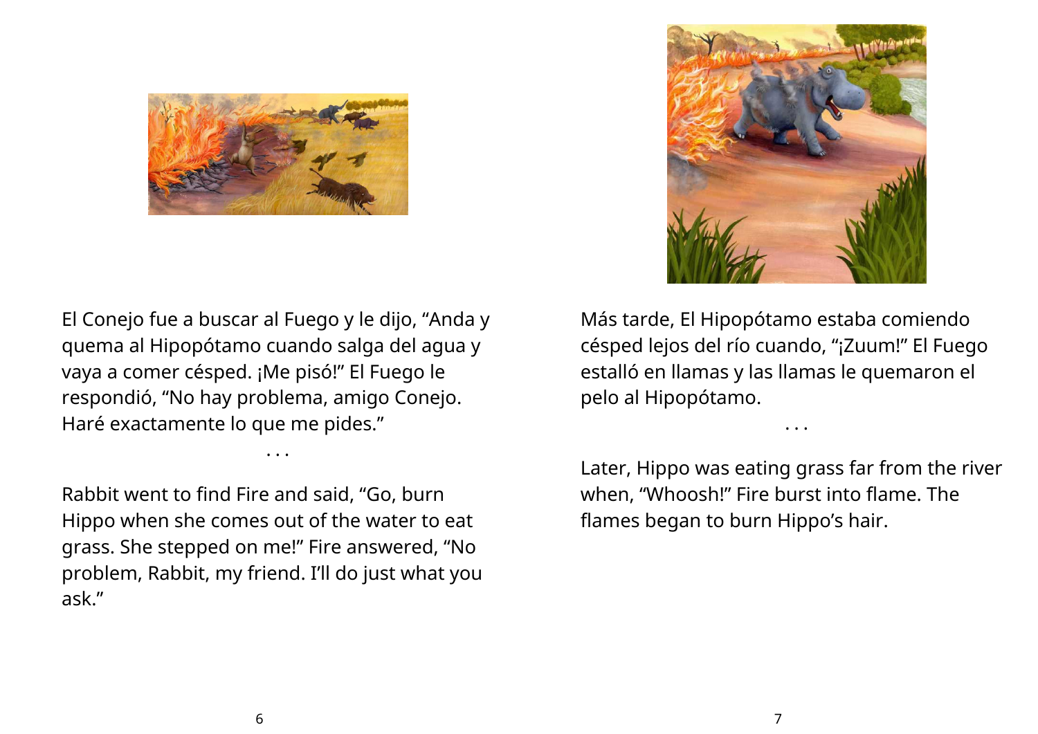El Conejo fue a buscar al Fuego y le dijo, “Anda y quema al Hipopótamo cuando salga del agua y vaya a comer césped. ¡Me pisó!” El Fuego le respondió, “No hay problema, amigo Conejo. Haré exactamente lo que me pides.”

. . .

Rabbit went to find Fire and said, “Go, burn Hippo when she comes out of the water to eat grass. She stepped on me!” Fire answered, “No problem, Rabbit, my friend. I’ll do just what you ask.”

Más tarde, El Hipopótamo estaba comiendo césped lejos del río cuando, “¡Zuum!” El Fuego estalló en llamas y las llamas le quemaron el pelo al Hipopótamo.

. . .

Later, Hippo was eating grass far from the river when, “Whoosh!” Fire burst into flame. The flames began to burn Hippo’s hair.